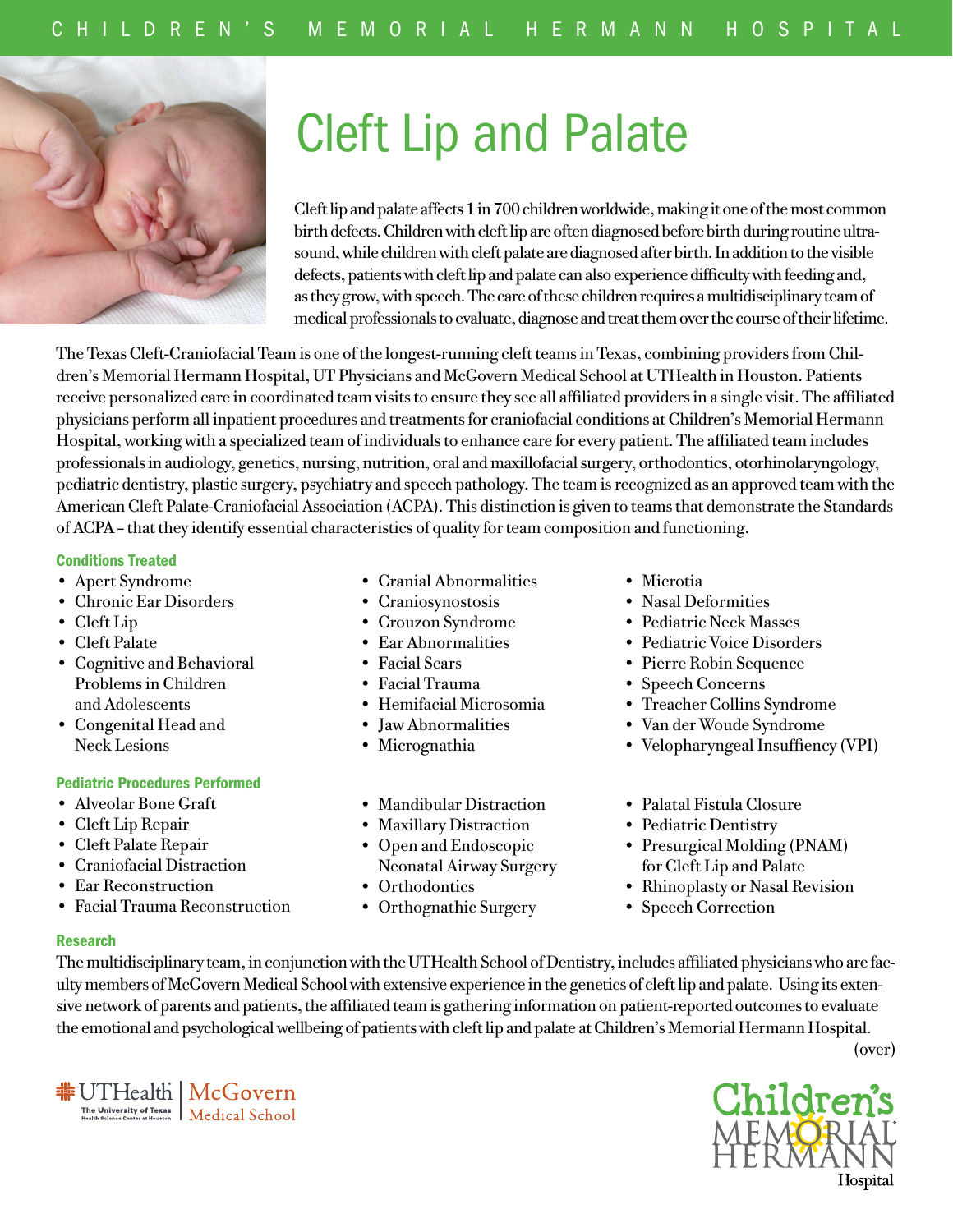# Cleft Lip and Palate

Cleft lip and palate affects 1 in 700 children worldwide, making it one of the most common birth defects. Children with cleft lip are often diagnosed before birth during routine ultrasound, while children with cleft palate are diagnosed after birth. In addition to the visible defects, patients with cleft lip and palate can also experience difficulty with feeding and, as they grow, with speech. The care of these children requires a multidisciplinary team of medical professionals to evaluate, diagnose and treat them over the course of their lifetime.

The Texas Cleft-Craniofacial Team is one of the longest-running cleft teams in Texas, combining providers from Children's Memorial Hermann Hospital, UT Physicians and McGovern Medical School at UTHealth in Houston. Patients receive personalized care in coordinated team visits to ensure they see all affiliated providers in a single visit. The affiliated physicians perform all inpatient procedures and treatments for craniofacial conditions at Children's Memorial Hermann Hospital, working with a specialized team of individuals to enhance care for every patient. The affiliated team includes professionals in audiology, genetics, nursing, nutrition, oral and maxillofacial surgery, orthodontics, otorhinolaryngology, pediatric dentistry, plastic surgery, psychiatry and speech pathology. The team is recognized as an approved team with the American Cleft Palate-Craniofacial Association (ACPA). This distinction is given to teams that demonstrate the Standards of ACPA – that they identify essential characteristics of quality for team composition and functioning.

### Conditions Treated

- Apert Syndrome
- Chronic Ear Disorders
- Cleft Lip
- Cleft Palate
- Cognitive and Behavioral Problems in Children and Adolescents
- Congenital Head and Neck Lesions
- Cranial Abnormalities
- Craniosynostosis
- Crouzon Syndrome
- Ear Abnormalities
- Facial Scars
- Facial Trauma
- Hemifacial Microsomia
- Jaw Abnormalities
- Micrognathia
- Microtia
- Nasal Deformities
- Pediatric Neck Masses
- Pediatric Voice Disorders
- Pierre Robin Sequence
- Speech Concerns
- Treacher Collins Syndrome
- Van der Woude Syndrome
- Velopharyngeal Insuffiency (VPI)

### Pediatric Procedures Performed

- Alveolar Bone Graft
- Cleft Lip Repair
- Cleft Palate Repair
- Craniofacial Distraction
- Ear Reconstruction
- Facial Trauma Reconstruction
- Mandibular Distraction
- Maxillary Distraction
- Open and Endoscopic Neonatal Airway Surgery
- Orthodontics
- Orthognathic Surgery
- Palatal Fistula Closure
- Pediatric Dentistry
- Presurgical Molding (PNAM) for Cleft Lip and Palate
- Rhinoplasty or Nasal Revision
- Speech Correction

### Research

The multidisciplinary team, in conjunction with the UTHealth School of Dentistry, includes affiliated physicians who are faculty members of McGovern Medical School with extensive experience in the genetics of cleft lip and palate. Using its extensive network of parents and patients, the affiliated team is gathering information on patient-reported outcomes to evaluate the emotional and psychological wellbeing of patients with cleft lip and palate at Children's Memorial Hermann Hospital.

(over)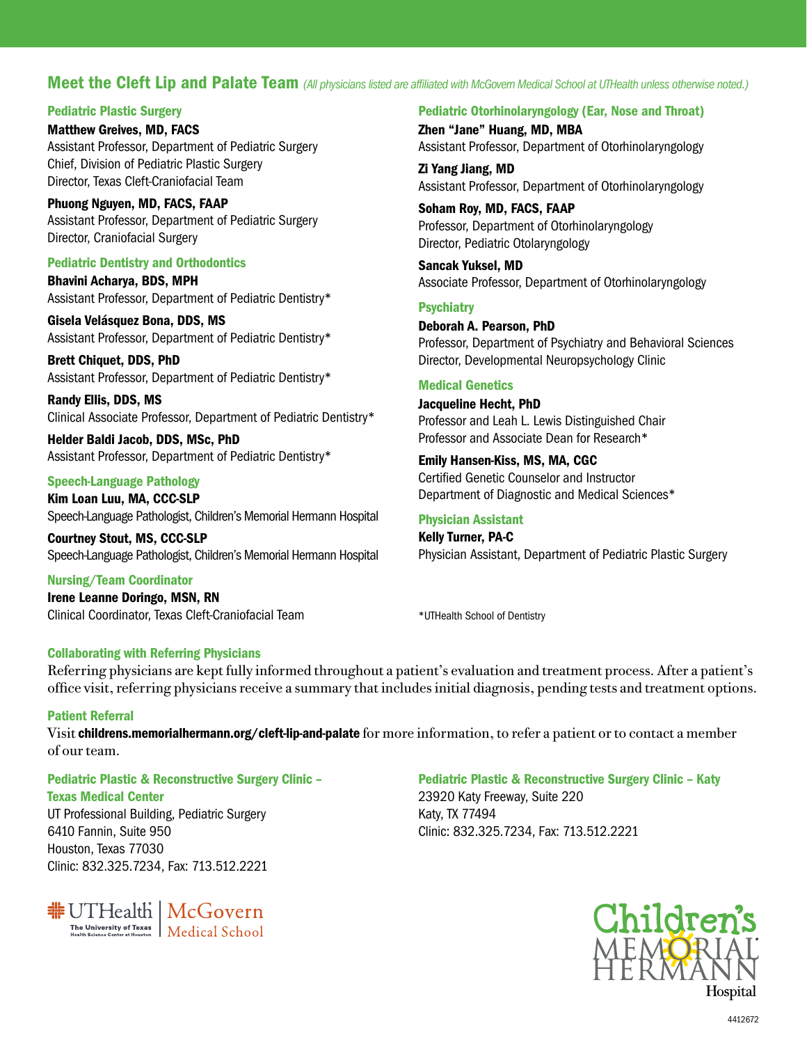## Meet the Cleft Lip and Palate Team *(All physicians listed are affiliated with McGovern Medical School at UTHealth unless otherwise noted.)*

### Pediatric Plastic Surgery

**Matthew Greives, MD, FACS**
Assistant Professor, Department of Pediatric Surgery
Chief, Division of Pediatric Plastic Surgery
Director, Texas Cleft-Craniofacial Team

**Phuong Nguyen, MD, FACS, FAAP**
Assistant Professor, Department of Pediatric Surgery
Director, Craniofacial Surgery

### Pediatric Dentistry and Orthodontics

**Bhavini Acharya, BDS, MPH**
Assistant Professor, Department of Pediatric Dentistry*

**Gisela Velásquez Bona, DDS, MS**
Assistant Professor, Department of Pediatric Dentistry*

**Brett Chiquet, DDS, PhD**
Assistant Professor, Department of Pediatric Dentistry*

**Randy Ellis, DDS, MS**
Clinical Associate Professor, Department of Pediatric Dentistry*

**Helder Baldi Jacob, DDS, MSc, PhD**
Assistant Professor, Department of Pediatric Dentistry*

### Speech-Language Pathology

**Kim Loan Luu, MA, CCC-SLP**
Speech-Language Pathologist, Children's Memorial Hermann Hospital

**Courtney Stout, MS, CCC-SLP**
Speech-Language Pathologist, Children's Memorial Hermann Hospital

### Nursing/Team Coordinator

**Irene Leanne Doringo, MSN, RN**
Clinical Coordinator, Texas Cleft-Craniofacial Team

### Pediatric Otorhinolaryngology (Ear, Nose and Throat)

**Zhen "Jane" Huang, MD, MBA**
Assistant Professor, Department of Otorhinolaryngology

**Zi Yang Jiang, MD**
Assistant Professor, Department of Otorhinolaryngology

**Soham Roy, MD, FACS, FAAP**
Professor, Department of Otorhinolaryngology
Director, Pediatric Otolaryngology

**Sancak Yuksel, MD**
Associate Professor, Department of Otorhinolaryngology

### Psychiatry

**Deborah A. Pearson, PhD**
Professor, Department of Psychiatry and Behavioral Sciences
Director, Developmental Neuropsychology Clinic

### Medical Genetics

**Jacqueline Hecht, PhD**
Professor and Leah L. Lewis Distinguished Chair
Professor and Associate Dean for Research*

**Emily Hansen-Kiss, MS, MA, CGC**
Certified Genetic Counselor and Instructor
Department of Diagnostic and Medical Sciences*

### Physician Assistant

**Kelly Turner, PA-C**
Physician Assistant, Department of Pediatric Plastic Surgery

*UTHealth School of Dentistry

### Collaborating with Referring Physicians

Referring physicians are kept fully informed throughout a patient's evaluation and treatment process. After a patient's office visit, referring physicians receive a summary that includes initial diagnosis, pending tests and treatment options.

### Patient Referral

Visit **childrens.memorialhermann.org/cleft-lip-and-palate** for more information, to refer a patient or to contact a member of our team.

### Pediatric Plastic & Reconstructive Surgery Clinic – Texas Medical Center

UT Professional Building, Pediatric Surgery
6410 Fannin, Suite 950
Houston, Texas 77030
Clinic: 832.325.7234, Fax: 713.512.2221

### Pediatric Plastic & Reconstructive Surgery Clinic – Katy

23920 Katy Freeway, Suite 220
Katy, TX 77494
Clinic: 832.325.7234, Fax: 713.512.2221

UTHealth The University of Texas Health Science Center at Houston | McGovern Medical School

Children's Memorial Hermann Hospital

4412672